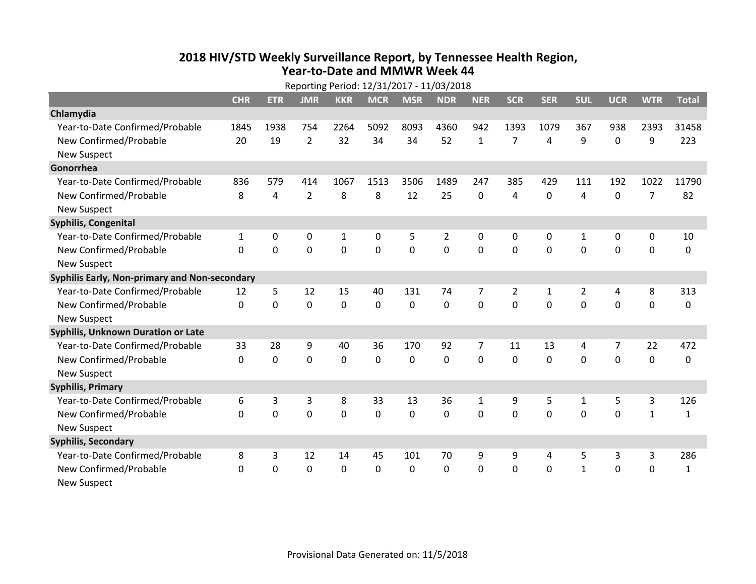# 2018 HIV/STD Weekly Surveillance Report, by Tennessee Health Region, Year-to-Date and MMWR Week 44

Reporting Period: 12/31/2017 - 11/03/2018

| | CHR | ETR | JMR | KKR | MCR | MSR | NDR | NER | SCR | SER | SUL | UCR | WTR | Total |
|---|---|---|---|---|---|---|---|---|---|---|---|---|---|---|
| **Chlamydia** | | | | | | | | | | | | | | |
| Year-to-Date Confirmed/Probable | 1845 | 1938 | 754 | 2264 | 5092 | 8093 | 4360 | 942 | 1393 | 1079 | 367 | 938 | 2393 | 31458 |
| New Confirmed/Probable | 20 | 19 | 2 | 32 | 34 | 34 | 52 | 1 | 7 | 4 | 9 | 0 | 9 | 223 |
| New Suspect | | | | | | | | | | | | | | |
| **Gonorrhea** | | | | | | | | | | | | | | |
| Year-to-Date Confirmed/Probable | 836 | 579 | 414 | 1067 | 1513 | 3506 | 1489 | 247 | 385 | 429 | 111 | 192 | 1022 | 11790 |
| New Confirmed/Probable | 8 | 4 | 2 | 8 | 8 | 12 | 25 | 0 | 4 | 0 | 4 | 0 | 7 | 82 |
| New Suspect | | | | | | | | | | | | | | |
| **Syphilis, Congenital** | | | | | | | | | | | | | | |
| Year-to-Date Confirmed/Probable | 1 | 0 | 0 | 1 | 0 | 5 | 2 | 0 | 0 | 0 | 1 | 0 | 0 | 10 |
| New Confirmed/Probable | 0 | 0 | 0 | 0 | 0 | 0 | 0 | 0 | 0 | 0 | 0 | 0 | 0 | 0 |
| New Suspect | | | | | | | | | | | | | | |
| **Syphilis Early, Non-primary and Non-secondary** | | | | | | | | | | | | | | |
| Year-to-Date Confirmed/Probable | 12 | 5 | 12 | 15 | 40 | 131 | 74 | 7 | 2 | 1 | 2 | 4 | 8 | 313 |
| New Confirmed/Probable | 0 | 0 | 0 | 0 | 0 | 0 | 0 | 0 | 0 | 0 | 0 | 0 | 0 | 0 |
| New Suspect | | | | | | | | | | | | | | |
| **Syphilis, Unknown Duration or Late** | | | | | | | | | | | | | | |
| Year-to-Date Confirmed/Probable | 33 | 28 | 9 | 40 | 36 | 170 | 92 | 7 | 11 | 13 | 4 | 7 | 22 | 472 |
| New Confirmed/Probable | 0 | 0 | 0 | 0 | 0 | 0 | 0 | 0 | 0 | 0 | 0 | 0 | 0 | 0 |
| New Suspect | | | | | | | | | | | | | | |
| **Syphilis, Primary** | | | | | | | | | | | | | | |
| Year-to-Date Confirmed/Probable | 6 | 3 | 3 | 8 | 33 | 13 | 36 | 1 | 9 | 5 | 1 | 5 | 3 | 126 |
| New Confirmed/Probable | 0 | 0 | 0 | 0 | 0 | 0 | 0 | 0 | 0 | 0 | 0 | 0 | 1 | 1 |
| New Suspect | | | | | | | | | | | | | | |
| **Syphilis, Secondary** | | | | | | | | | | | | | | |
| Year-to-Date Confirmed/Probable | 8 | 3 | 12 | 14 | 45 | 101 | 70 | 9 | 9 | 4 | 5 | 3 | 3 | 286 |
| New Confirmed/Probable | 0 | 0 | 0 | 0 | 0 | 0 | 0 | 0 | 0 | 0 | 1 | 0 | 0 | 1 |
| New Suspect | | | | | | | | | | | | | | |

Provisional Data Generated on: 11/5/2018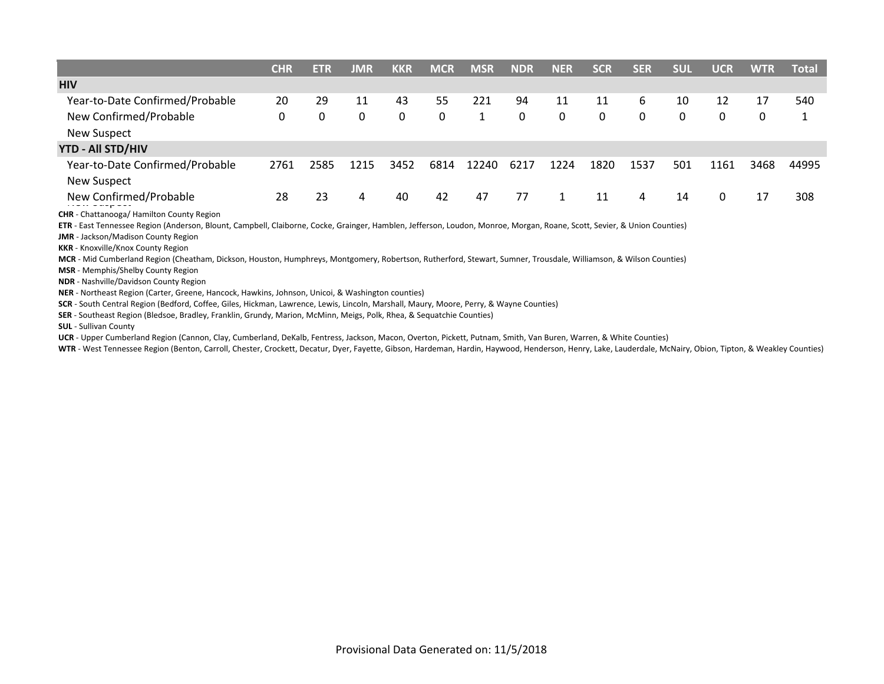| | CHR | ETR | JMR | KKR | MCR | MSR | NDR | NER | SCR | SER | SUL | UCR | WTR | Total |
|---|---|---|---|---|---|---|---|---|---|---|---|---|---|---|
| **HIV** | | | | | | | | | | | | | | |
| Year-to-Date Confirmed/Probable | 20 | 29 | 11 | 43 | 55 | 221 | 94 | 11 | 11 | 6 | 10 | 12 | 17 | 540 |
| New Confirmed/Probable | 0 | 0 | 0 | 0 | 0 | 1 | 0 | 0 | 0 | 0 | 0 | 0 | 0 | 1 |
| New Suspect | | | | | | | | | | | | | | |
| **YTD - All STD/HIV** | | | | | | | | | | | | | | |
| Year-to-Date Confirmed/Probable | 2761 | 2585 | 1215 | 3452 | 6814 | 12240 | 6217 | 1224 | 1820 | 1537 | 501 | 1161 | 3468 | 44995 |
| New Suspect | | | | | | | | | | | | | | |
| New Confirmed/Probable | 28 | 23 | 4 | 40 | 42 | 47 | 77 | 1 | 11 | 4 | 14 | 0 | 17 | 308 |

**CHR** - Chattanooga/ Hamilton County Region

**ETR** - East Tennessee Region (Anderson, Blount, Campbell, Claiborne, Cocke, Grainger, Hamblen, Jefferson, Loudon, Monroe, Morgan, Roane, Scott, Sevier, & Union Counties)

**JMR** - Jackson/Madison County Region

**KKR** - Knoxville/Knox County Region

**MCR** - Mid Cumberland Region (Cheatham, Dickson, Houston, Humphreys, Montgomery, Robertson, Rutherford, Stewart, Sumner, Trousdale, Williamson, & Wilson Counties)

**MSR** - Memphis/Shelby County Region

**NDR** - Nashville/Davidson County Region

**NER** - Northeast Region (Carter, Greene, Hancock, Hawkins, Johnson, Unicoi, & Washington counties)

**SCR** - South Central Region (Bedford, Coffee, Giles, Hickman, Lawrence, Lewis, Lincoln, Marshall, Maury, Moore, Perry, & Wayne Counties)

**SER** - Southeast Region (Bledsoe, Bradley, Franklin, Grundy, Marion, McMinn, Meigs, Polk, Rhea, & Sequatchie Counties)

**SUL** - Sullivan County

**UCR** - Upper Cumberland Region (Cannon, Clay, Cumberland, DeKalb, Fentress, Jackson, Macon, Overton, Pickett, Putnam, Smith, Van Buren, Warren, & White Counties)

**WTR** - West Tennessee Region (Benton, Carroll, Chester, Crockett, Decatur, Dyer, Fayette, Gibson, Hardeman, Hardin, Haywood, Henderson, Henry, Lake, Lauderdale, McNairy, Obion, Tipton, & Weakley Counties)

Provisional Data Generated on: 11/5/2018